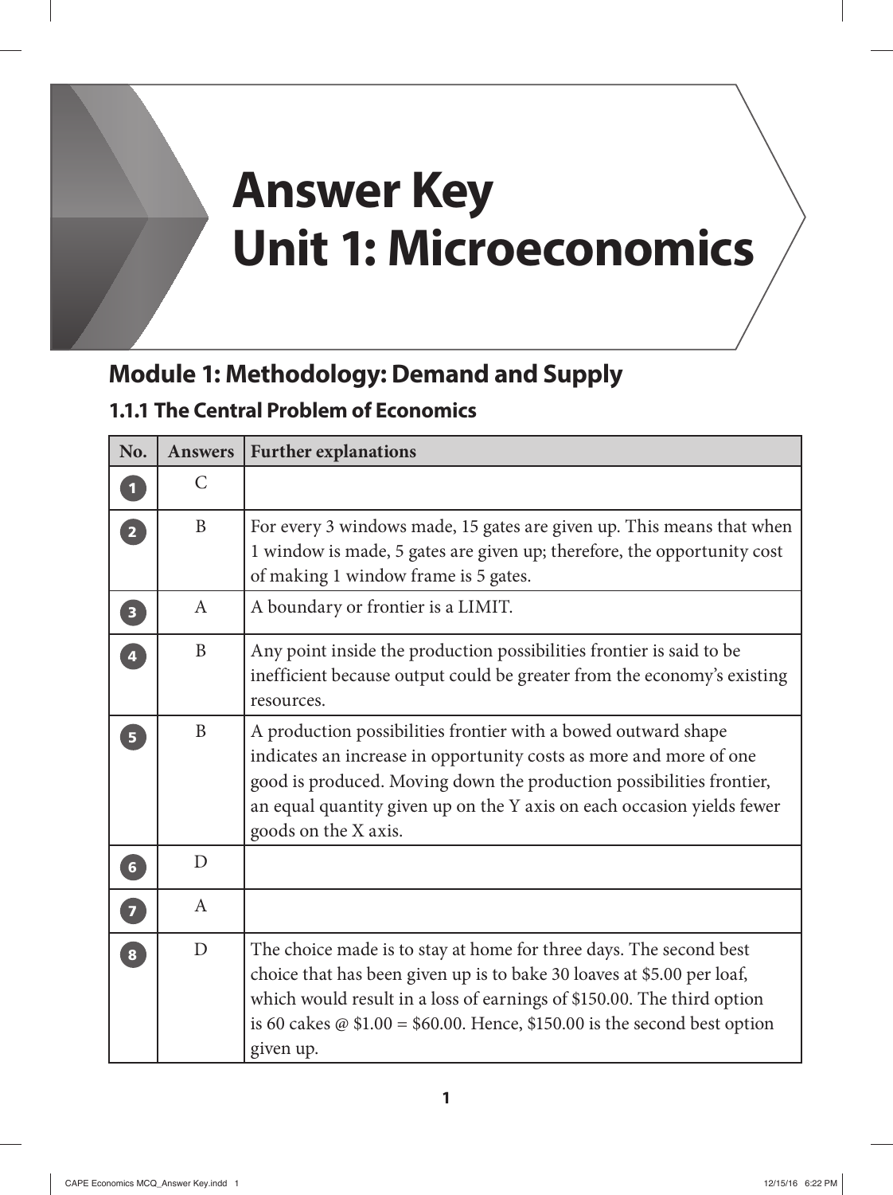# Answer Key
# Unit 1: Microeconomics

## Module 1: Methodology: Demand and Supply

### 1.1.1 The Central Problem of Economics

| No. | Answers | Further explanations |
|---|---|---|
| 1 | C | |
| 2 | B | For every 3 windows made, 15 gates are given up. This means that when 1 window is made, 5 gates are given up; therefore, the opportunity cost of making 1 window frame is 5 gates. |
| 3 | A | A boundary or frontier is a LIMIT. |
| 4 | B | Any point inside the production possibilities frontier is said to be inefficient because output could be greater from the economy's existing resources. |
| 5 | B | A production possibilities frontier with a bowed outward shape indicates an increase in opportunity costs as more and more of one good is produced. Moving down the production possibilities frontier, an equal quantity given up on the Y axis on each occasion yields fewer goods on the X axis. |
| 6 | D | |
| 7 | A | |
| 8 | D | The choice made is to stay at home for three days. The second best choice that has been given up is to bake 30 loaves at \$5.00 per loaf, which would result in a loss of earnings of \$150.00. The third option is 60 cakes @ \$1.00 = \$60.00. Hence, \$150.00 is the second best option given up. |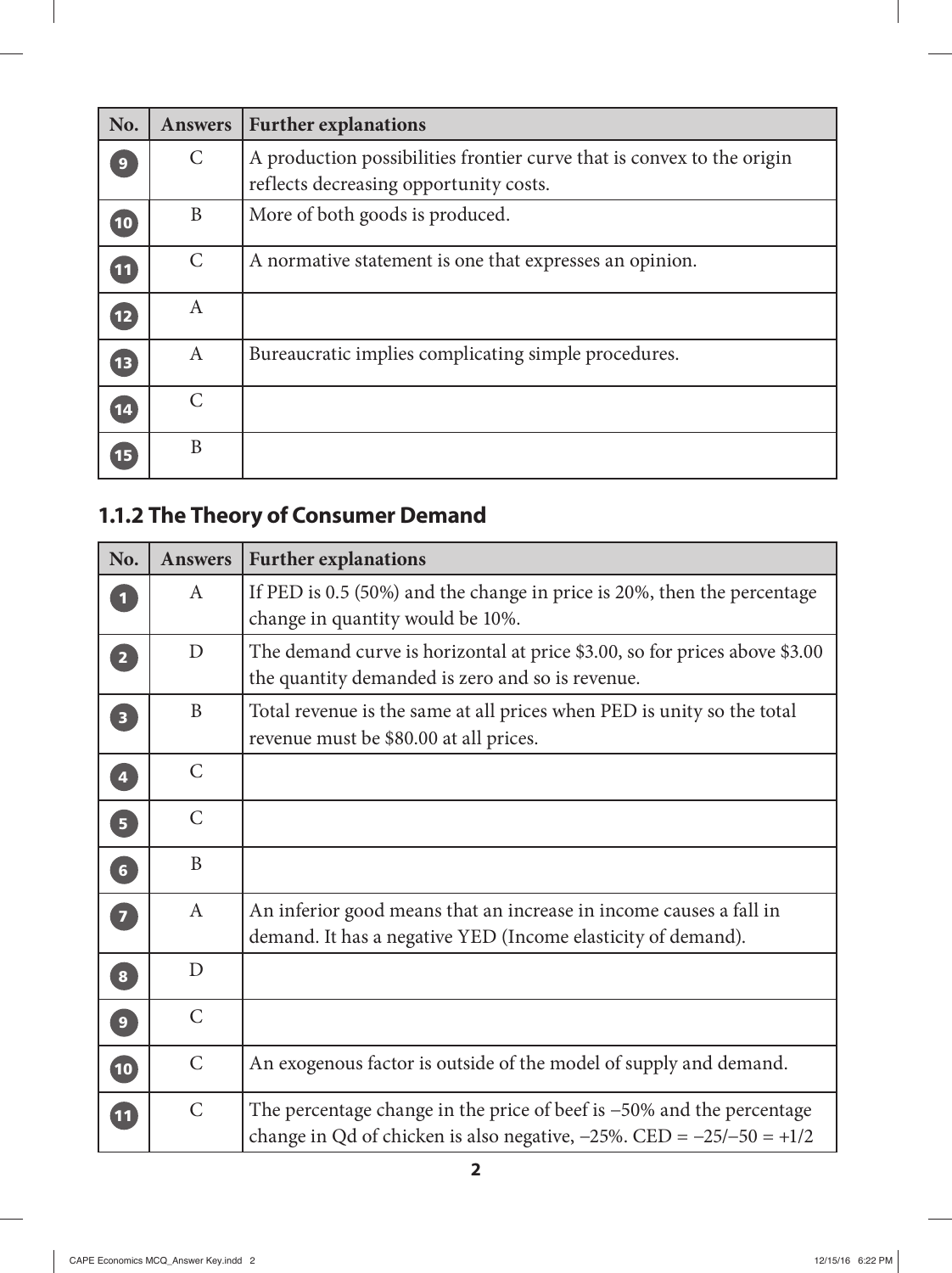| No. | Answers | Further explanations |
|---|---|---|
| 9 | C | A production possibilities frontier curve that is convex to the origin reflects decreasing opportunity costs. |
| 10 | B | More of both goods is produced. |
| 11 | C | A normative statement is one that expresses an opinion. |
| 12 | A | |
| 13 | A | Bureaucratic implies complicating simple procedures. |
| 14 | C | |
| 15 | B | |

## 1.1.2 The Theory of Consumer Demand

| No. | Answers | Further explanations |
|---|---|---|
| 1 | A | If PED is 0.5 (50%) and the change in price is 20%, then the percentage change in quantity would be 10%. |
| 2 | D | The demand curve is horizontal at price $3.00, so for prices above $3.00 the quantity demanded is zero and so is revenue. |
| 3 | B | Total revenue is the same at all prices when PED is unity so the total revenue must be $80.00 at all prices. |
| 4 | C | |
| 5 | C | |
| 6 | B | |
| 7 | A | An inferior good means that an increase in income causes a fall in demand. It has a negative YED (Income elasticity of demand). |
| 8 | D | |
| 9 | C | |
| 10 | C | An exogenous factor is outside of the model of supply and demand. |
| 11 | C | The percentage change in the price of beef is –50% and the percentage change in Qd of chicken is also negative, –25%. CED = –25/–50 = +1/2 |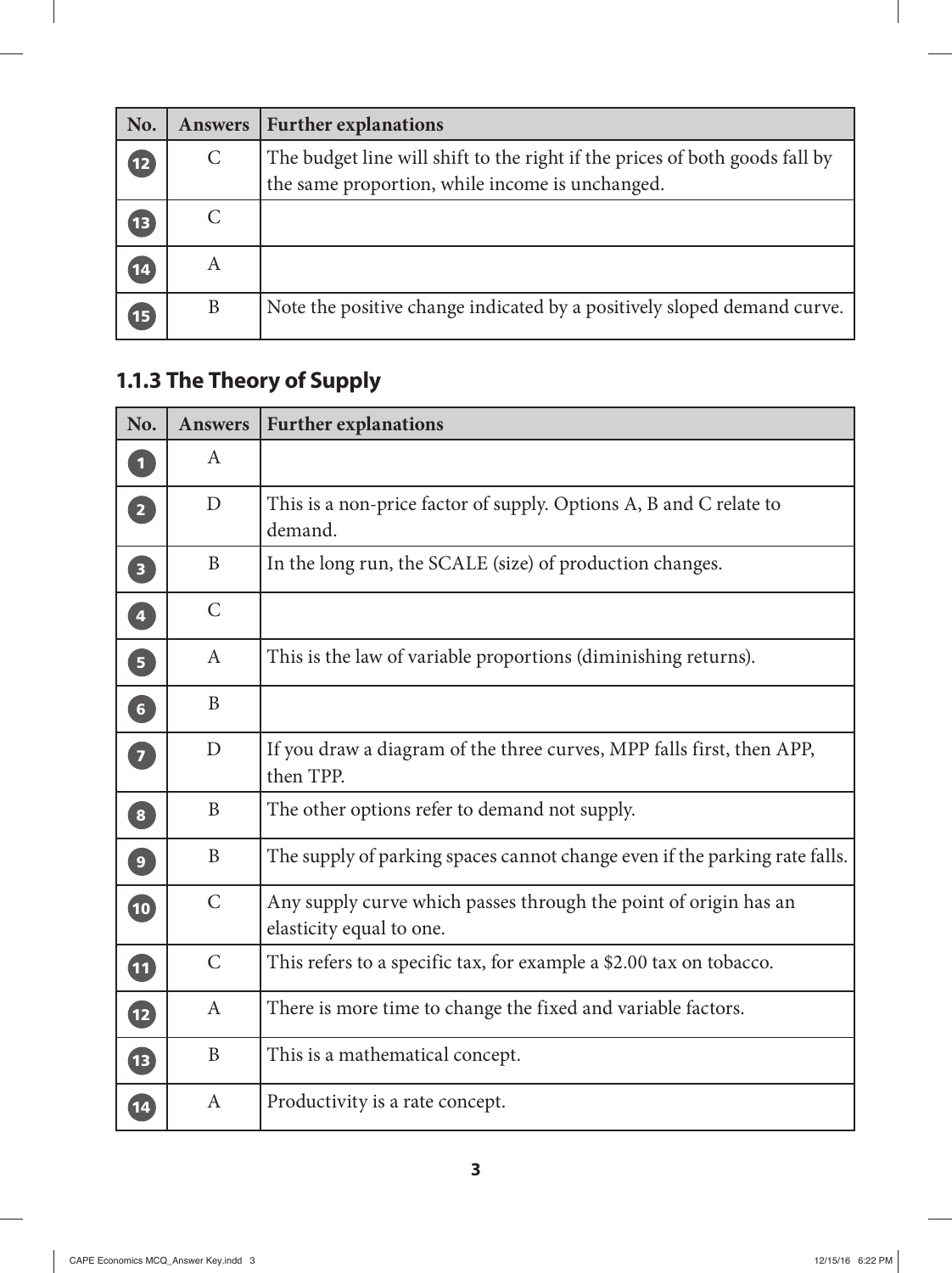| No. | Answers | Further explanations |
|---|---|---|
| 12 | C | The budget line will shift to the right if the prices of both goods fall by the same proportion, while income is unchanged. |
| 13 | C | |
| 14 | A | |
| 15 | B | Note the positive change indicated by a positively sloped demand curve. |

## 1.1.3 The Theory of Supply

| No. | Answers | Further explanations |
|---|---|---|
| 1 | A | |
| 2 | D | This is a non-price factor of supply. Options A, B and C relate to demand. |
| 3 | B | In the long run, the SCALE (size) of production changes. |
| 4 | C | |
| 5 | A | This is the law of variable proportions (diminishing returns). |
| 6 | B | |
| 7 | D | If you draw a diagram of the three curves, MPP falls first, then APP, then TPP. |
| 8 | B | The other options refer to demand not supply. |
| 9 | B | The supply of parking spaces cannot change even if the parking rate falls. |
| 10 | C | Any supply curve which passes through the point of origin has an elasticity equal to one. |
| 11 | C | This refers to a specific tax, for example a $2.00 tax on tobacco. |
| 12 | A | There is more time to change the fixed and variable factors. |
| 13 | B | This is a mathematical concept. |
| 14 | A | Productivity is a rate concept. |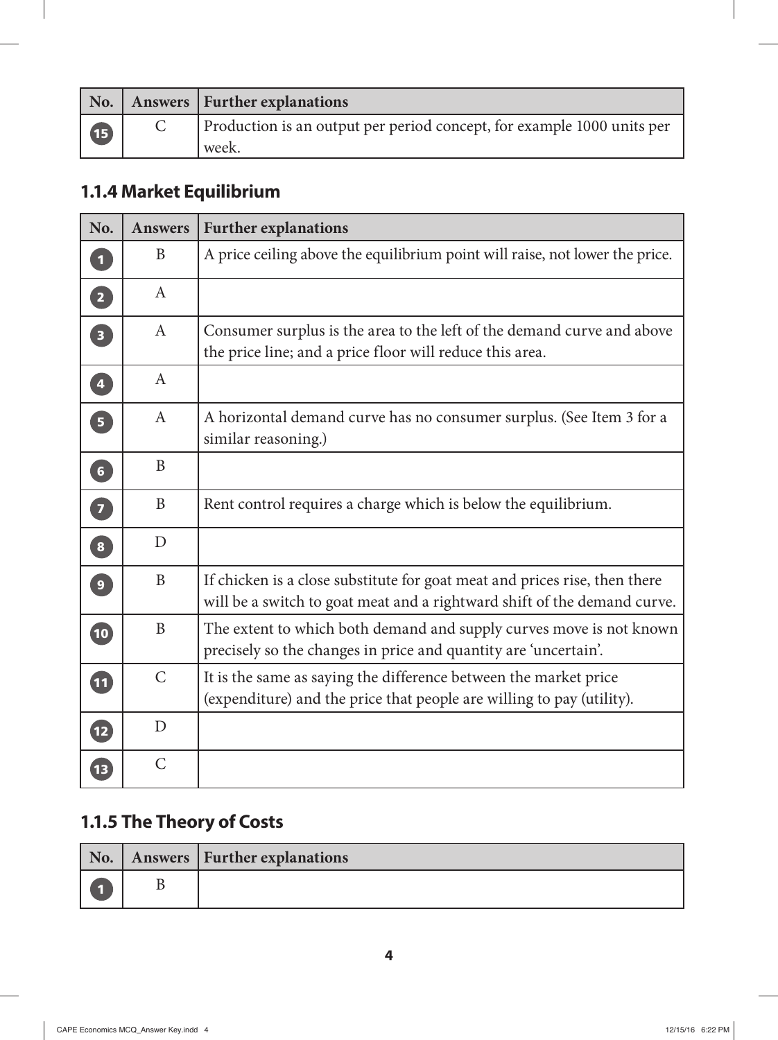| No. | Answers | Further explanations |
| --- | --- | --- |
| 15 | C | Production is an output per period concept, for example 1000 units per week. |

### 1.1.4 Market Equilibrium

| No. | Answers | Further explanations |
| --- | --- | --- |
| 1 | B | A price ceiling above the equilibrium point will raise, not lower the price. |
| 2 | A | |
| 3 | A | Consumer surplus is the area to the left of the demand curve and above the price line; and a price floor will reduce this area. |
| 4 | A | |
| 5 | A | A horizontal demand curve has no consumer surplus. (See Item 3 for a similar reasoning.) |
| 6 | B | |
| 7 | B | Rent control requires a charge which is below the equilibrium. |
| 8 | D | |
| 9 | B | If chicken is a close substitute for goat meat and prices rise, then there will be a switch to goat meat and a rightward shift of the demand curve. |
| 10 | B | The extent to which both demand and supply curves move is not known precisely so the changes in price and quantity are 'uncertain'. |
| 11 | C | It is the same as saying the difference between the market price (expenditure) and the price that people are willing to pay (utility). |
| 12 | D | |
| 13 | C | |

### 1.1.5 The Theory of Costs

| No. | Answers | Further explanations |
| --- | --- | --- |
| 1 | B | |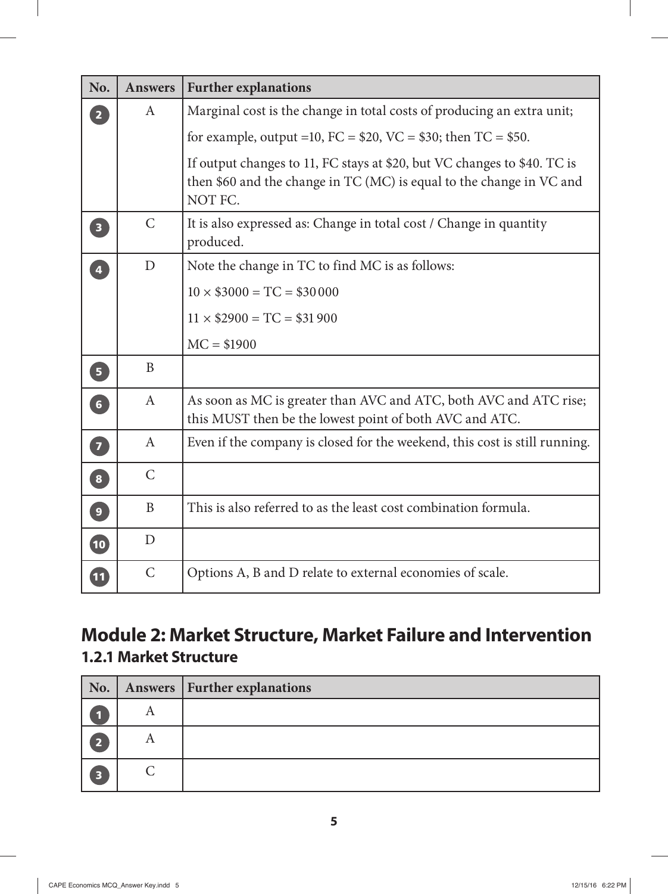| No. | Answers | Further explanations |
|---|---|---|
| 2 | A | Marginal cost is the change in total costs of producing an extra unit; for example, output =10, FC = \$20, VC = \$30; then TC = \$50. If output changes to 11, FC stays at \$20, but VC changes to \$40. TC is then \$60 and the change in TC (MC) is equal to the change in VC and NOT FC. |
| 3 | C | It is also expressed as: Change in total cost / Change in quantity produced. |
| 4 | D | Note the change in TC to find MC is as follows: $10 \times \$3000$ = TC = \$30 000; $11 \times \$2900$ = TC = \$31 900; MC = \$1900 |
| 5 | B | |
| 6 | A | As soon as MC is greater than AVC and ATC, both AVC and ATC rise; this MUST then be the lowest point of both AVC and ATC. |
| 7 | A | Even if the company is closed for the weekend, this cost is still running. |
| 8 | C | |
| 9 | B | This is also referred to as the least cost combination formula. |
| 10 | D | |
| 11 | C | Options A, B and D relate to external economies of scale. |

## Module 2: Market Structure, Market Failure and Intervention

### 1.2.1 Market Structure

| No. | Answers | Further explanations |
|---|---|---|
| 1 | A | |
| 2 | A | |
| 3 | C | |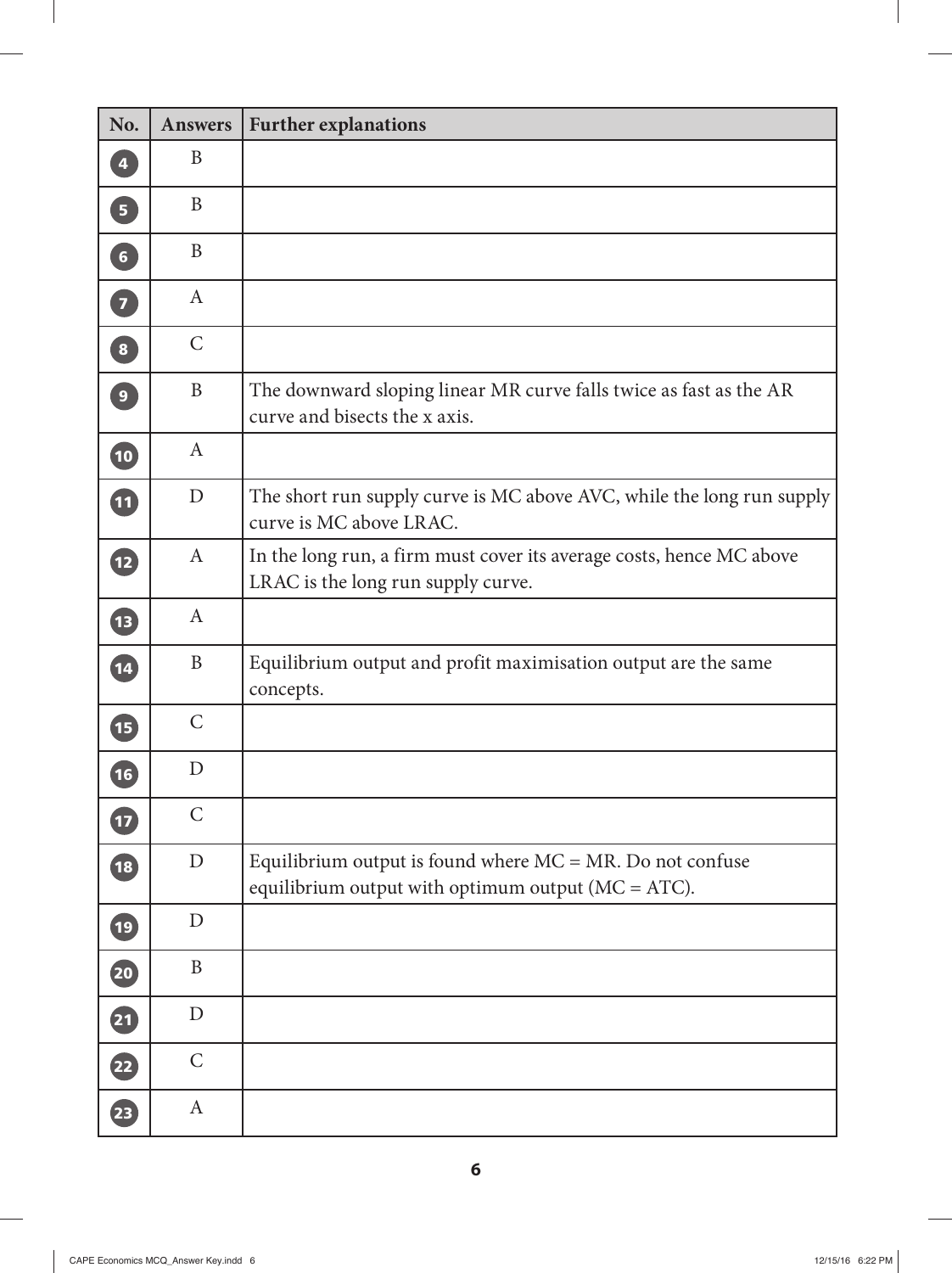| No. | Answers | Further explanations |
|---|---|---|
| 4 | B | |
| 5 | B | |
| 6 | B | |
| 7 | A | |
| 8 | C | |
| 9 | B | The downward sloping linear MR curve falls twice as fast as the AR curve and bisects the x axis. |
| 10 | A | |
| 11 | D | The short run supply curve is MC above AVC, while the long run supply curve is MC above LRAC. |
| 12 | A | In the long run, a firm must cover its average costs, hence MC above LRAC is the long run supply curve. |
| 13 | A | |
| 14 | B | Equilibrium output and profit maximisation output are the same concepts. |
| 15 | C | |
| 16 | D | |
| 17 | C | |
| 18 | D | Equilibrium output is found where MC = MR. Do not confuse equilibrium output with optimum output (MC = ATC). |
| 19 | D | |
| 20 | B | |
| 21 | D | |
| 22 | C | |
| 23 | A | |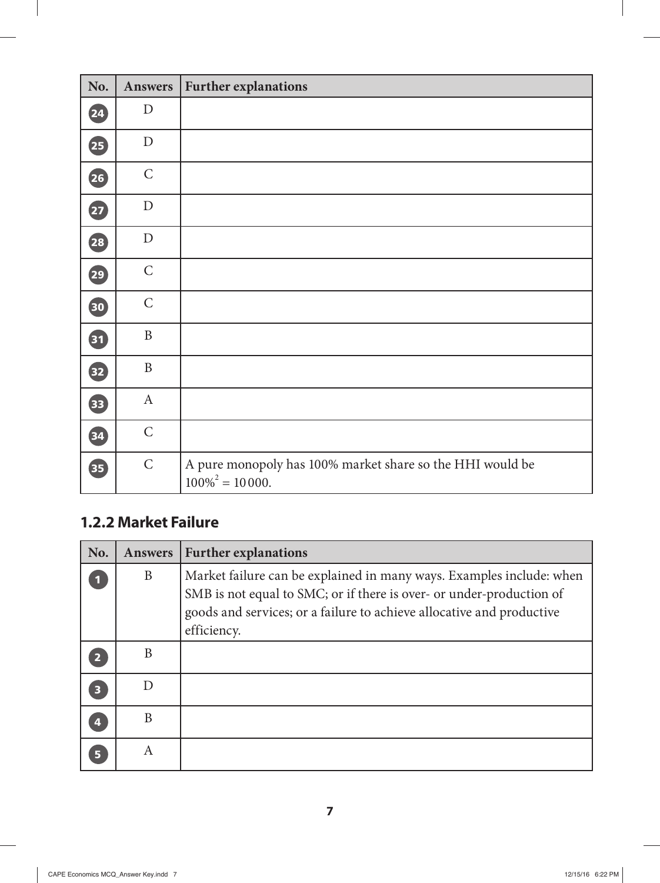| No. | Answers | Further explanations |
|---|---|---|
| 24 | D | |
| 25 | D | |
| 26 | C | |
| 27 | D | |
| 28 | D | |
| 29 | C | |
| 30 | C | |
| 31 | B | |
| 32 | B | |
| 33 | A | |
| 34 | C | |
| 35 | C | A pure monopoly has 100% market share so the HHI would be $100\%^2 = 10\,000$. |

### 1.2.2 Market Failure

| No. | Answers | Further explanations |
|---|---|---|
| 1 | B | Market failure can be explained in many ways. Examples include: when SMB is not equal to SMC; or if there is over- or under-production of goods and services; or a failure to achieve allocative and productive efficiency. |
| 2 | B | |
| 3 | D | |
| 4 | B | |
| 5 | A | |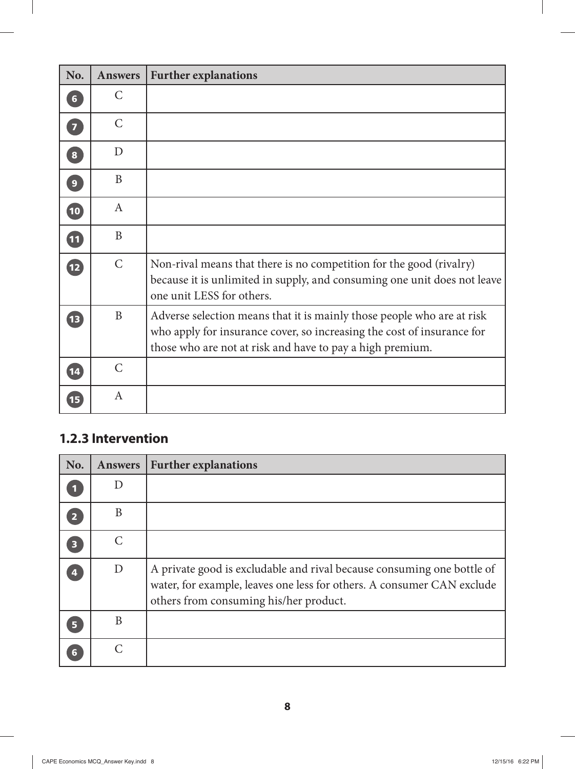| No. | Answers | Further explanations |
|---|---|---|
| 6 | C | |
| 7 | C | |
| 8 | D | |
| 9 | B | |
| 10 | A | |
| 11 | B | |
| 12 | C | Non-rival means that there is no competition for the good (rivalry) because it is unlimited in supply, and consuming one unit does not leave one unit LESS for others. |
| 13 | B | Adverse selection means that it is mainly those people who are at risk who apply for insurance cover, so increasing the cost of insurance for those who are not at risk and have to pay a high premium. |
| 14 | C | |
| 15 | A | |

### 1.2.3 Intervention

| No. | Answers | Further explanations |
|---|---|---|
| 1 | D | |
| 2 | B | |
| 3 | C | |
| 4 | D | A private good is excludable and rival because consuming one bottle of water, for example, leaves one less for others. A consumer CAN exclude others from consuming his/her product. |
| 5 | B | |
| 6 | C | |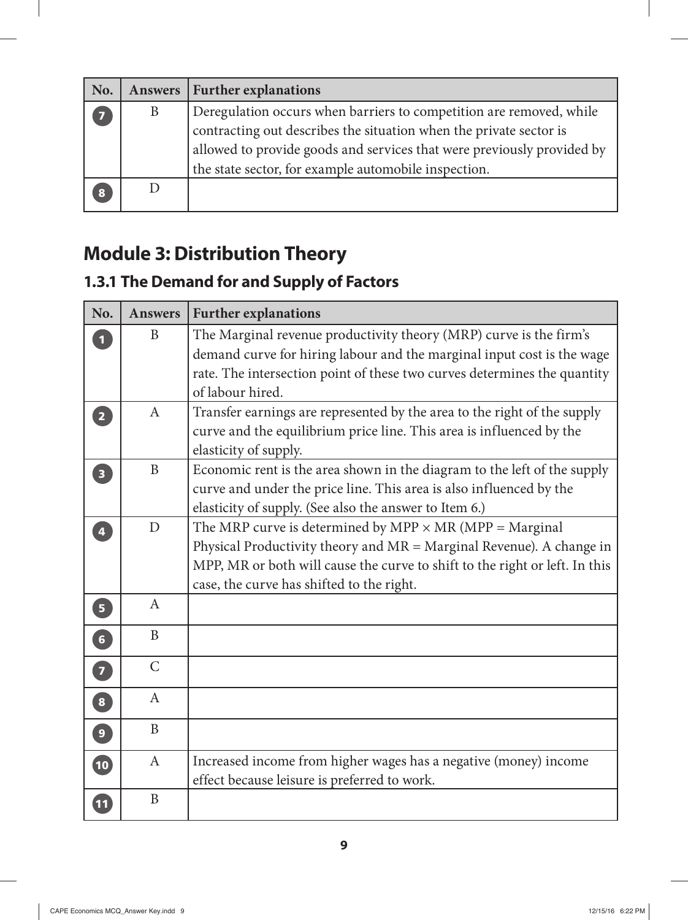| No. | Answers | Further explanations |
|---|---|---|
| 7 | B | Deregulation occurs when barriers to competition are removed, while contracting out describes the situation when the private sector is allowed to provide goods and services that were previously provided by the state sector, for example automobile inspection. |
| 8 | D | |

## Module 3: Distribution Theory

### 1.3.1 The Demand for and Supply of Factors

| No. | Answers | Further explanations |
|---|---|---|
| 1 | B | The Marginal revenue productivity theory (MRP) curve is the firm's demand curve for hiring labour and the marginal input cost is the wage rate. The intersection point of these two curves determines the quantity of labour hired. |
| 2 | A | Transfer earnings are represented by the area to the right of the supply curve and the equilibrium price line. This area is influenced by the elasticity of supply. |
| 3 | B | Economic rent is the area shown in the diagram to the left of the supply curve and under the price line. This area is also influenced by the elasticity of supply. (See also the answer to Item 6.) |
| 4 | D | The MRP curve is determined by MPP × MR (MPP = Marginal Physical Productivity theory and MR = Marginal Revenue). A change in MPP, MR or both will cause the curve to shift to the right or left. In this case, the curve has shifted to the right. |
| 5 | A | |
| 6 | B | |
| 7 | C | |
| 8 | A | |
| 9 | B | |
| 10 | A | Increased income from higher wages has a negative (money) income effect because leisure is preferred to work. |
| 11 | B | |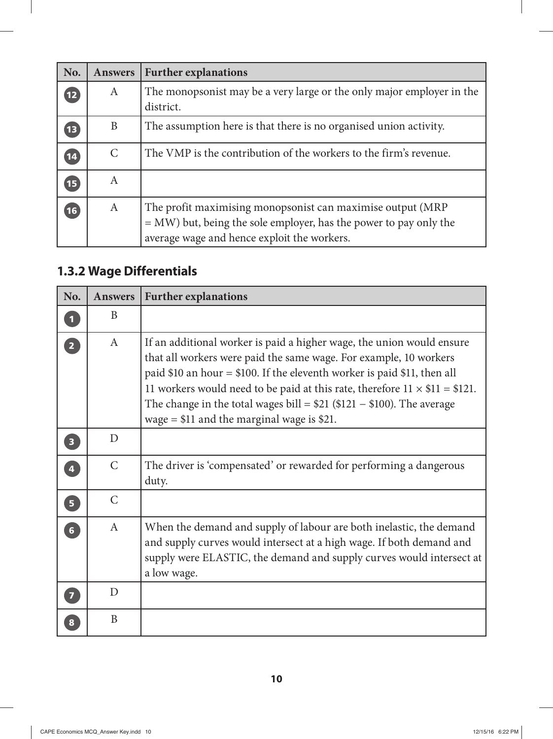| No. | Answers | Further explanations |
|---|---|---|
| 12 | A | The monopsonist may be a very large or the only major employer in the district. |
| 13 | B | The assumption here is that there is no organised union activity. |
| 14 | C | The VMP is the contribution of the workers to the firm's revenue. |
| 15 | A | |
| 16 | A | The profit maximising monopsonist can maximise output (MRP = MW) but, being the sole employer, has the power to pay only the average wage and hence exploit the workers. |

## 1.3.2 Wage Differentials

| No. | Answers | Further explanations |
|---|---|---|
| 1 | B | |
| 2 | A | If an additional worker is paid a higher wage, the union would ensure that all workers were paid the same wage. For example, 10 workers paid \$10 an hour = \$100. If the eleventh worker is paid \$11, then all 11 workers would need to be paid at this rate, therefore 11 × \$11 = \$121. The change in the total wages bill = \$21 (\$121 − \$100). The average wage = \$11 and the marginal wage is \$21. |
| 3 | D | |
| 4 | C | The driver is 'compensated' or rewarded for performing a dangerous duty. |
| 5 | C | |
| 6 | A | When the demand and supply of labour are both inelastic, the demand and supply curves would intersect at a high wage. If both demand and supply were ELASTIC, the demand and supply curves would intersect at a low wage. |
| 7 | D | |
| 8 | B | |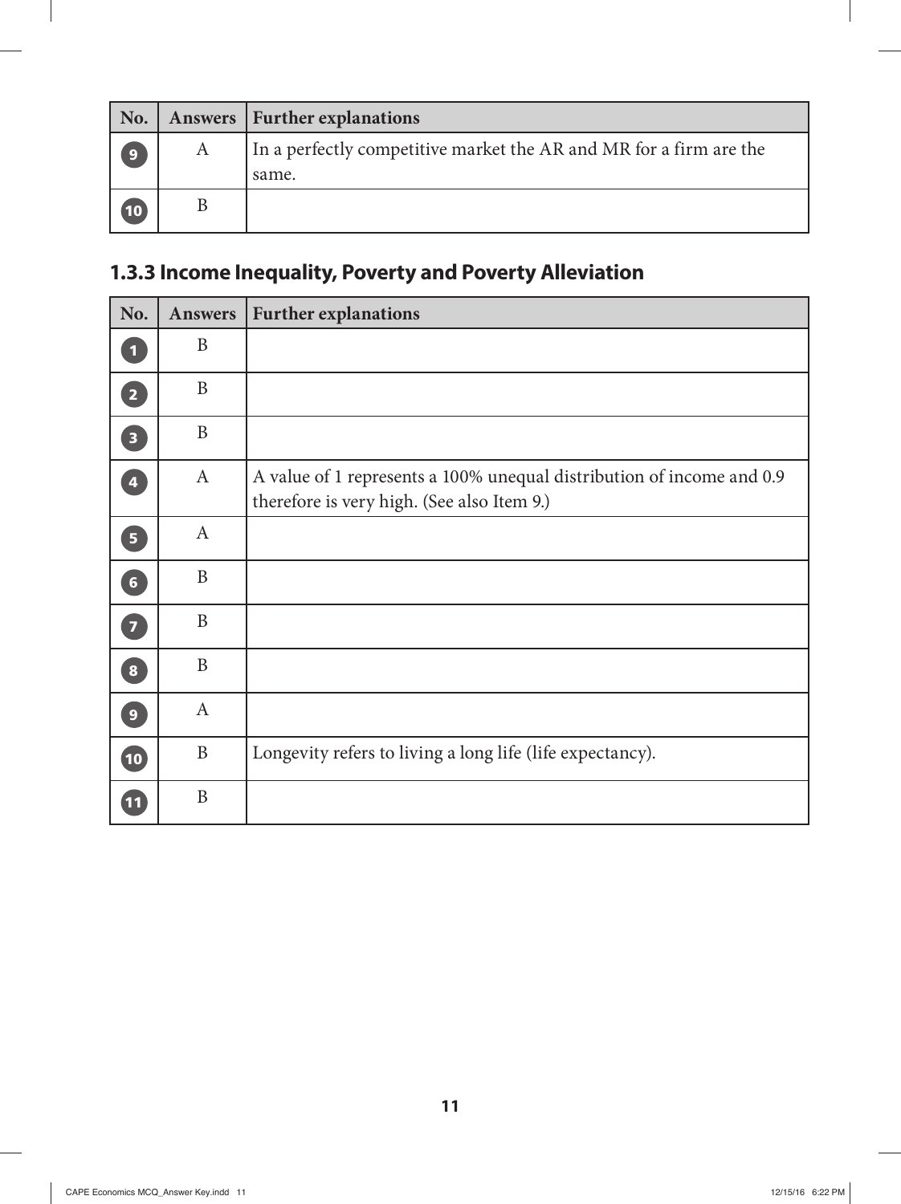| No. | Answers | Further explanations |
|---|---|---|
| 9 | A | In a perfectly competitive market the AR and MR for a firm are the same. |
| 10 | B | |

### 1.3.3 Income Inequality, Poverty and Poverty Alleviation

| No. | Answers | Further explanations |
|---|---|---|
| 1 | B | |
| 2 | B | |
| 3 | B | |
| 4 | A | A value of 1 represents a 100% unequal distribution of income and 0.9 therefore is very high. (See also Item 9.) |
| 5 | A | |
| 6 | B | |
| 7 | B | |
| 8 | B | |
| 9 | A | |
| 10 | B | Longevity refers to living a long life (life expectancy). |
| 11 | B | |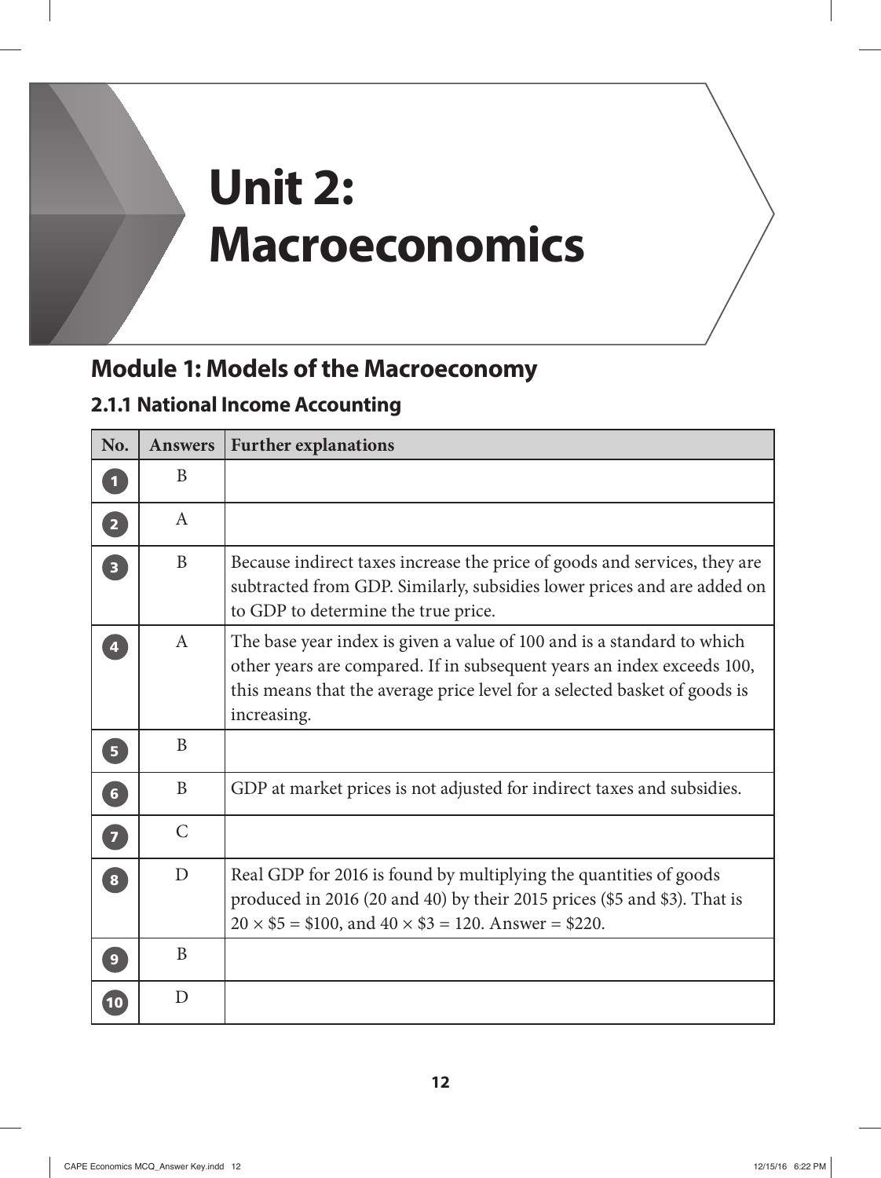# Unit 2: Macroeconomics

## Module 1: Models of the Macroeconomy

### 2.1.1 National Income Accounting

| No. | Answers | Further explanations |
| --- | --- | --- |
| 1 | B | |
| 2 | A | |
| 3 | B | Because indirect taxes increase the price of goods and services, they are subtracted from GDP. Similarly, subsidies lower prices and are added on to GDP to determine the true price. |
| 4 | A | The base year index is given a value of 100 and is a standard to which other years are compared. If in subsequent years an index exceeds 100, this means that the average price level for a selected basket of goods is increasing. |
| 5 | B | |
| 6 | B | GDP at market prices is not adjusted for indirect taxes and subsidies. |
| 7 | C | |
| 8 | D | Real GDP for 2016 is found by multiplying the quantities of goods produced in 2016 (20 and 40) by their 2015 prices ($5 and $3). That is $20 \times \$5 = \$100$, and $40 \times \$3 = 120$. Answer = $220. |
| 9 | B | |
| 10 | D | |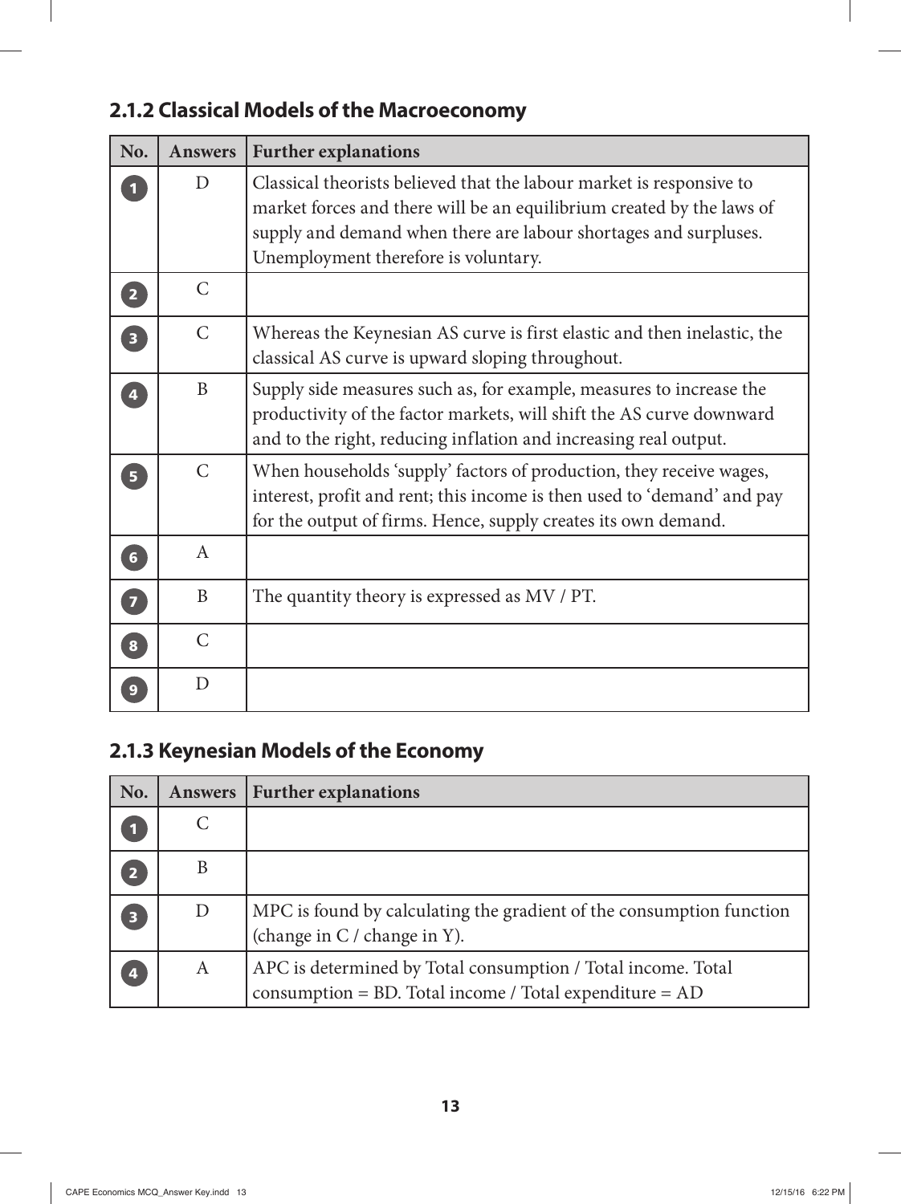## 2.1.2 Classical Models of the Macroeconomy

| No. | Answers | Further explanations |
|---|---|---|
| 1 | D | Classical theorists believed that the labour market is responsive to market forces and there will be an equilibrium created by the laws of supply and demand when there are labour shortages and surpluses. Unemployment therefore is voluntary. |
| 2 | C | |
| 3 | C | Whereas the Keynesian AS curve is first elastic and then inelastic, the classical AS curve is upward sloping throughout. |
| 4 | B | Supply side measures such as, for example, measures to increase the productivity of the factor markets, will shift the AS curve downward and to the right, reducing inflation and increasing real output. |
| 5 | C | When households 'supply' factors of production, they receive wages, interest, profit and rent; this income is then used to 'demand' and pay for the output of firms. Hence, supply creates its own demand. |
| 6 | A | |
| 7 | B | The quantity theory is expressed as MV / PT. |
| 8 | C | |
| 9 | D | |

## 2.1.3 Keynesian Models of the Economy

| No. | Answers | Further explanations |
|---|---|---|
| 1 | C | |
| 2 | B | |
| 3 | D | MPC is found by calculating the gradient of the consumption function (change in C / change in Y). |
| 4 | A | APC is determined by Total consumption / Total income. Total consumption = BD. Total income / Total expenditure = AD |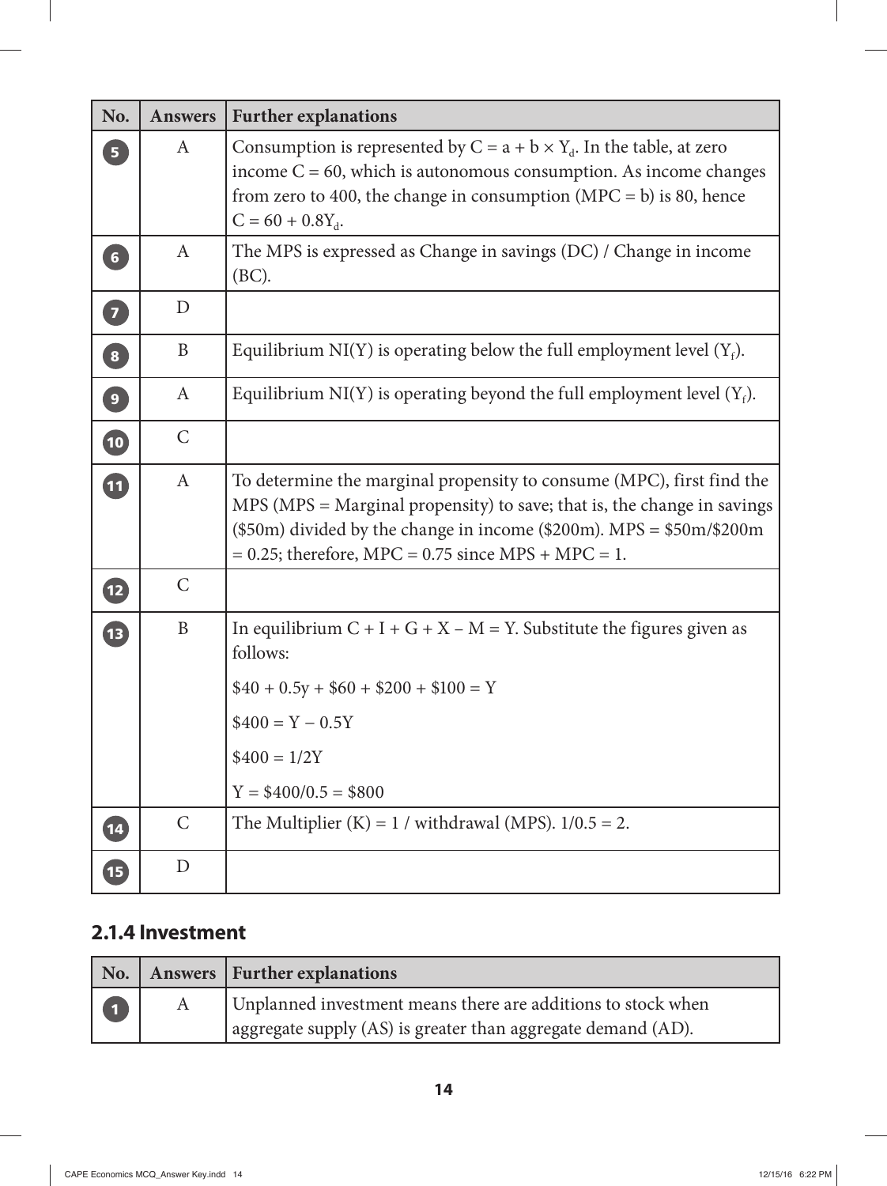| No. | Answers | Further explanations |
|---|---|---|
| 5 | A | Consumption is represented by $C = a + b \times Y_d$. In the table, at zero income C = 60, which is autonomous consumption. As income changes from zero to 400, the change in consumption (MPC = b) is 80, hence $C = 60 + 0.8Y_d$. |
| 6 | A | The MPS is expressed as Change in savings (DC) / Change in income (BC). |
| 7 | D | |
| 8 | B | Equilibrium NI(Y) is operating below the full employment level ($Y_f$). |
| 9 | A | Equilibrium NI(Y) is operating beyond the full employment level ($Y_f$). |
| 10 | C | |
| 11 | A | To determine the marginal propensity to consume (MPC), first find the MPS (MPS = Marginal propensity) to save; that is, the change in savings ($50m) divided by the change in income ($200m). MPS = $50m/$200m = 0.25; therefore, MPC = 0.75 since MPS + MPC = 1. |
| 12 | C | |
| 13 | B | In equilibrium C + I + G + X – M = Y. Substitute the figures given as follows: <br> $40 + 0.5y + $60 + $200 + $100 = Y <br> $400 = Y – 0.5Y <br> $400 = 1/2Y <br> Y = $400/0.5 = $800 |
| 14 | C | The Multiplier (K) = 1 / withdrawal (MPS). 1/0.5 = 2. |
| 15 | D | |

## 2.1.4 Investment

| No. | Answers | Further explanations |
|---|---|---|
| 1 | A | Unplanned investment means there are additions to stock when aggregate supply (AS) is greater than aggregate demand (AD). |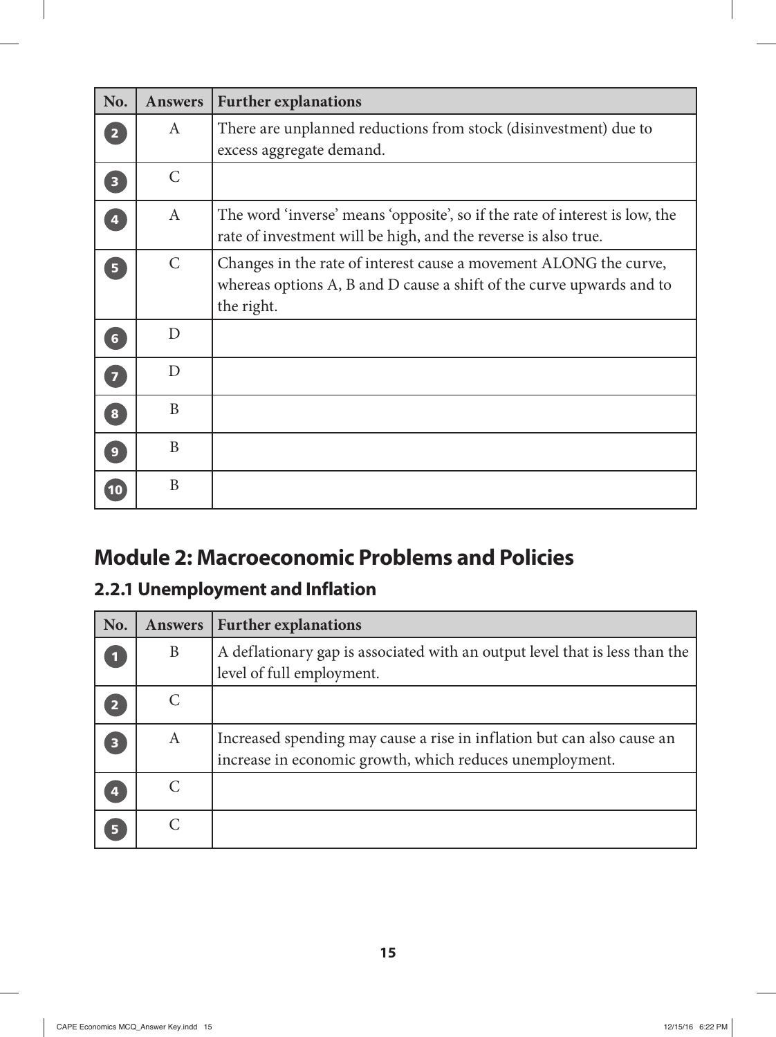| No. | Answers | Further explanations |
| --- | --- | --- |
| 2 | A | There are unplanned reductions from stock (disinvestment) due to excess aggregate demand. |
| 3 | C | |
| 4 | A | The word 'inverse' means 'opposite', so if the rate of interest is low, the rate of investment will be high, and the reverse is also true. |
| 5 | C | Changes in the rate of interest cause a movement ALONG the curve, whereas options A, B and D cause a shift of the curve upwards and to the right. |
| 6 | D | |
| 7 | D | |
| 8 | B | |
| 9 | B | |
| 10 | B | |

## Module 2: Macroeconomic Problems and Policies

### 2.2.1 Unemployment and Inflation

| No. | Answers | Further explanations |
| --- | --- | --- |
| 1 | B | A deflationary gap is associated with an output level that is less than the level of full employment. |
| 2 | C | |
| 3 | A | Increased spending may cause a rise in inflation but can also cause an increase in economic growth, which reduces unemployment. |
| 4 | C | |
| 5 | C | |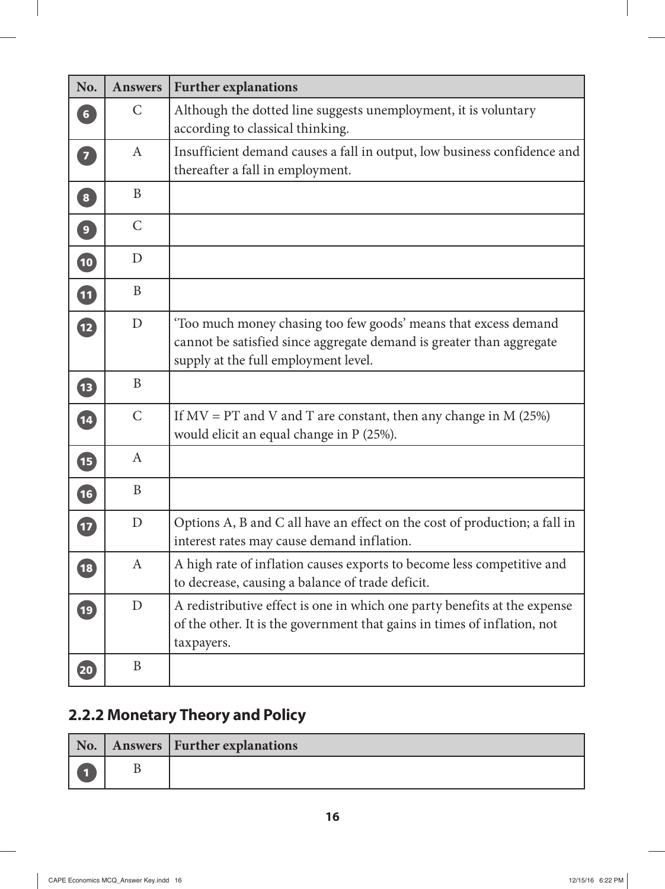| No. | Answers | Further explanations |
|---|---|---|
| 6 | C | Although the dotted line suggests unemployment, it is voluntary according to classical thinking. |
| 7 | A | Insufficient demand causes a fall in output, low business confidence and thereafter a fall in employment. |
| 8 | B | |
| 9 | C | |
| 10 | D | |
| 11 | B | |
| 12 | D | 'Too much money chasing too few goods' means that excess demand cannot be satisfied since aggregate demand is greater than aggregate supply at the full employment level. |
| 13 | B | |
| 14 | C | If $MV = PT$ and V and T are constant, then any change in M (25%) would elicit an equal change in P (25%). |
| 15 | A | |
| 16 | B | |
| 17 | D | Options A, B and C all have an effect on the cost of production; a fall in interest rates may cause demand inflation. |
| 18 | A | A high rate of inflation causes exports to become less competitive and to decrease, causing a balance of trade deficit. |
| 19 | D | A redistributive effect is one in which one party benefits at the expense of the other. It is the government that gains in times of inflation, not taxpayers. |
| 20 | B | |

## 2.2.2 Monetary Theory and Policy

| No. | Answers | Further explanations |
|---|---|---|
| 1 | B | |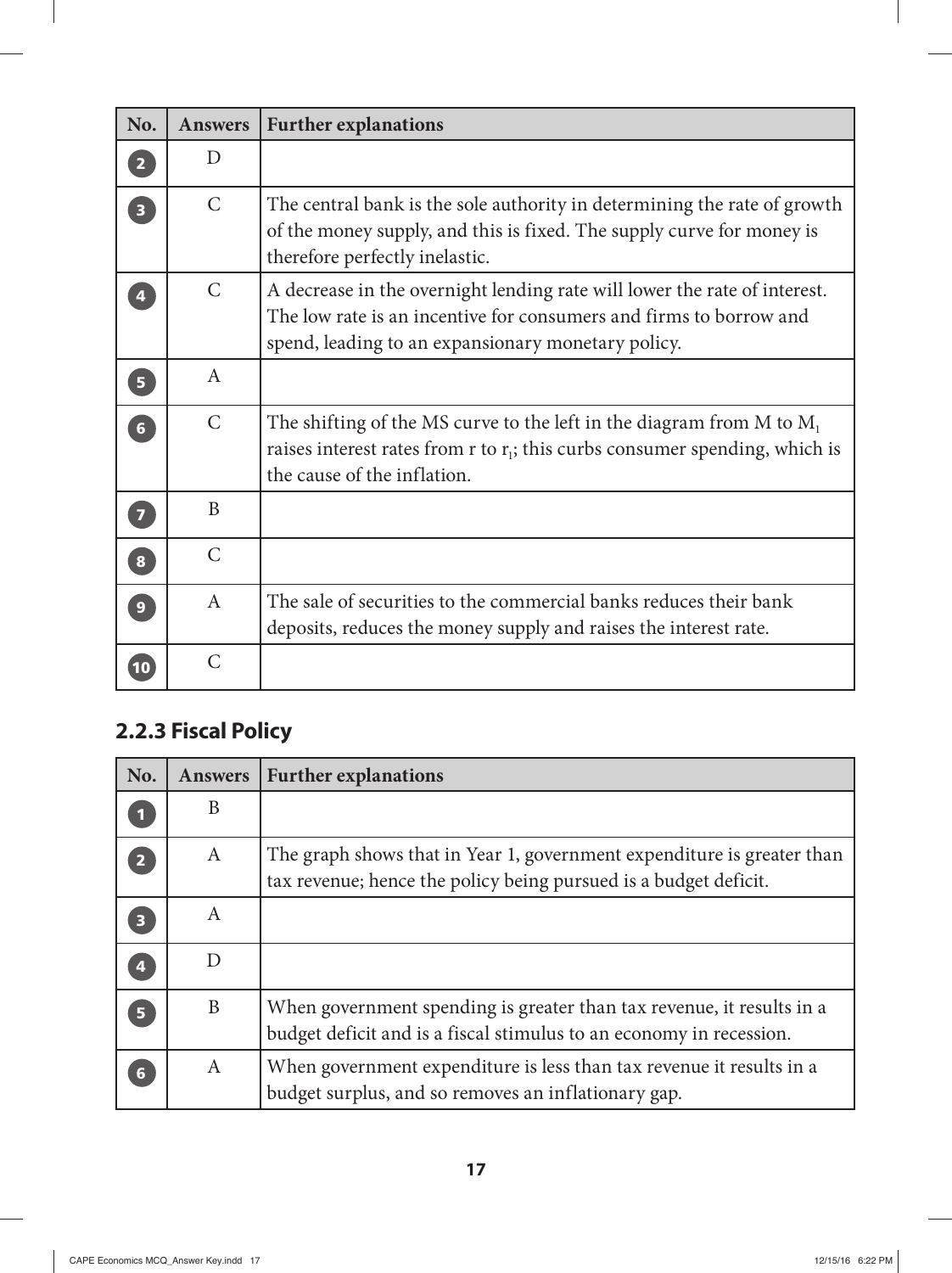| No. | Answers | Further explanations |
|---|---|---|
| 2 | D | |
| 3 | C | The central bank is the sole authority in determining the rate of growth of the money supply, and this is fixed. The supply curve for money is therefore perfectly inelastic. |
| 4 | C | A decrease in the overnight lending rate will lower the rate of interest. The low rate is an incentive for consumers and firms to borrow and spend, leading to an expansionary monetary policy. |
| 5 | A | |
| 6 | C | The shifting of the MS curve to the left in the diagram from M to $M_1$ raises interest rates from r to $r_1$; this curbs consumer spending, which is the cause of the inflation. |
| 7 | B | |
| 8 | C | |
| 9 | A | The sale of securities to the commercial banks reduces their bank deposits, reduces the money supply and raises the interest rate. |
| 10 | C | |

## 2.2.3 Fiscal Policy

| No. | Answers | Further explanations |
|---|---|---|
| 1 | B | |
| 2 | A | The graph shows that in Year 1, government expenditure is greater than tax revenue; hence the policy being pursued is a budget deficit. |
| 3 | A | |
| 4 | D | |
| 5 | B | When government spending is greater than tax revenue, it results in a budget deficit and is a fiscal stimulus to an economy in recession. |
| 6 | A | When government expenditure is less than tax revenue it results in a budget surplus, and so removes an inflationary gap. |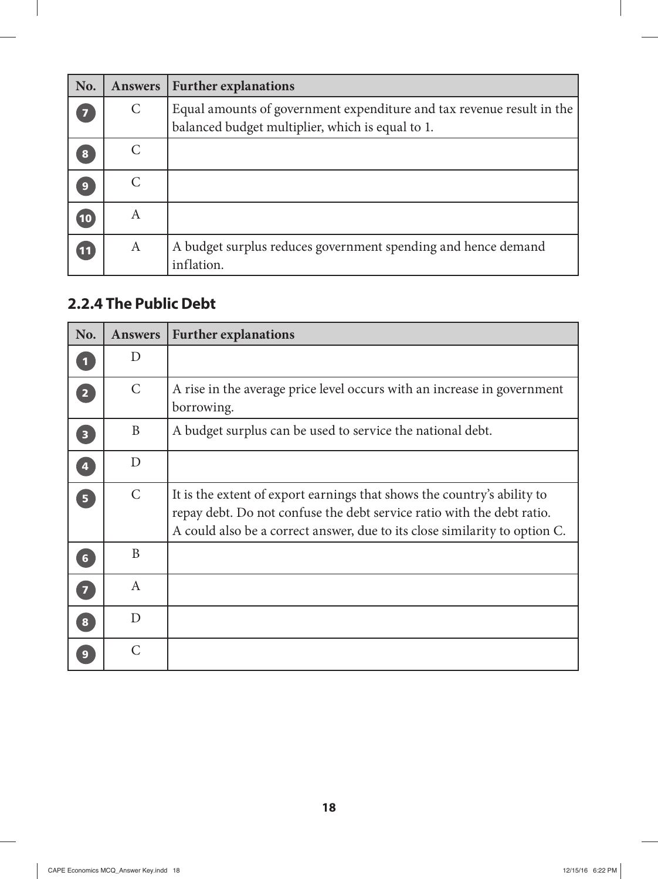| No. | Answers | Further explanations |
|---|---|---|
| 7 | C | Equal amounts of government expenditure and tax revenue result in the balanced budget multiplier, which is equal to 1. |
| 8 | C | |
| 9 | C | |
| 10 | A | |
| 11 | A | A budget surplus reduces government spending and hence demand inflation. |

### 2.2.4 The Public Debt

| No. | Answers | Further explanations |
|---|---|---|
| 1 | D | |
| 2 | C | A rise in the average price level occurs with an increase in government borrowing. |
| 3 | B | A budget surplus can be used to service the national debt. |
| 4 | D | |
| 5 | C | It is the extent of export earnings that shows the country's ability to repay debt. Do not confuse the debt service ratio with the debt ratio. A could also be a correct answer, due to its close similarity to option C. |
| 6 | B | |
| 7 | A | |
| 8 | D | |
| 9 | C | |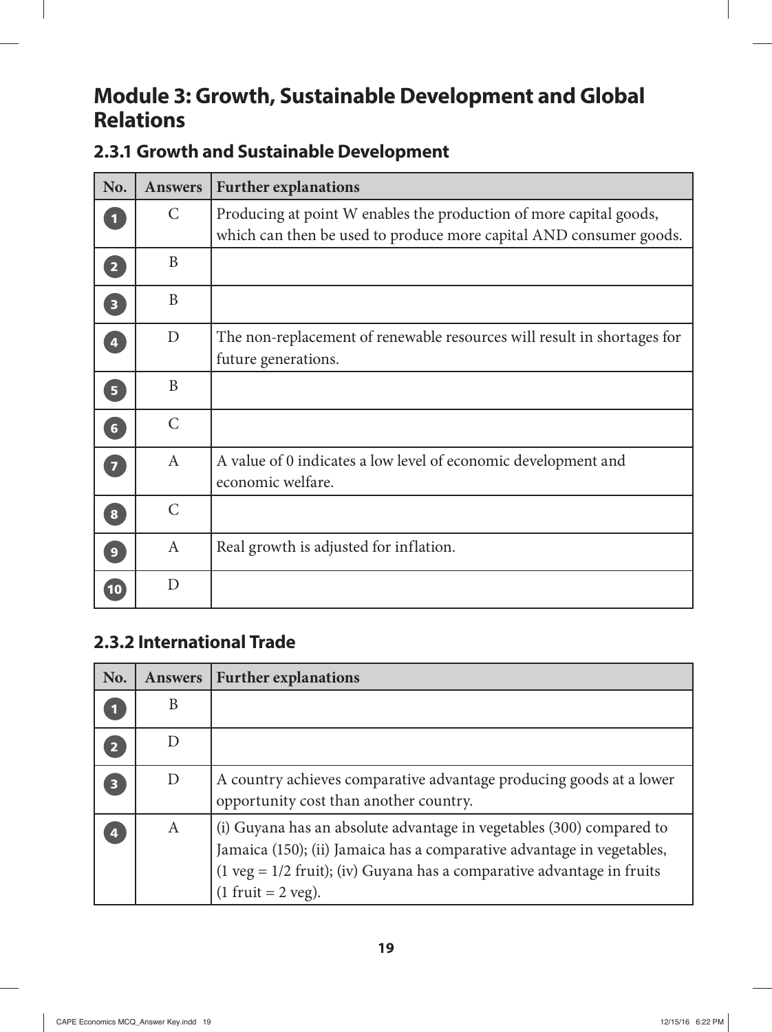# Module 3: Growth, Sustainable Development and Global Relations

## 2.3.1 Growth and Sustainable Development

| No. | Answers | Further explanations |
|---|---|---|
| 1 | C | Producing at point W enables the production of more capital goods, which can then be used to produce more capital AND consumer goods. |
| 2 | B | |
| 3 | B | |
| 4 | D | The non-replacement of renewable resources will result in shortages for future generations. |
| 5 | B | |
| 6 | C | |
| 7 | A | A value of 0 indicates a low level of economic development and economic welfare. |
| 8 | C | |
| 9 | A | Real growth is adjusted for inflation. |
| 10 | D | |

## 2.3.2 International Trade

| No. | Answers | Further explanations |
|---|---|---|
| 1 | B | |
| 2 | D | |
| 3 | D | A country achieves comparative advantage producing goods at a lower opportunity cost than another country. |
| 4 | A | (i) Guyana has an absolute advantage in vegetables (300) compared to Jamaica (150); (ii) Jamaica has a comparative advantage in vegetables, (1 veg = 1/2 fruit); (iv) Guyana has a comparative advantage in fruits (1 fruit = 2 veg). |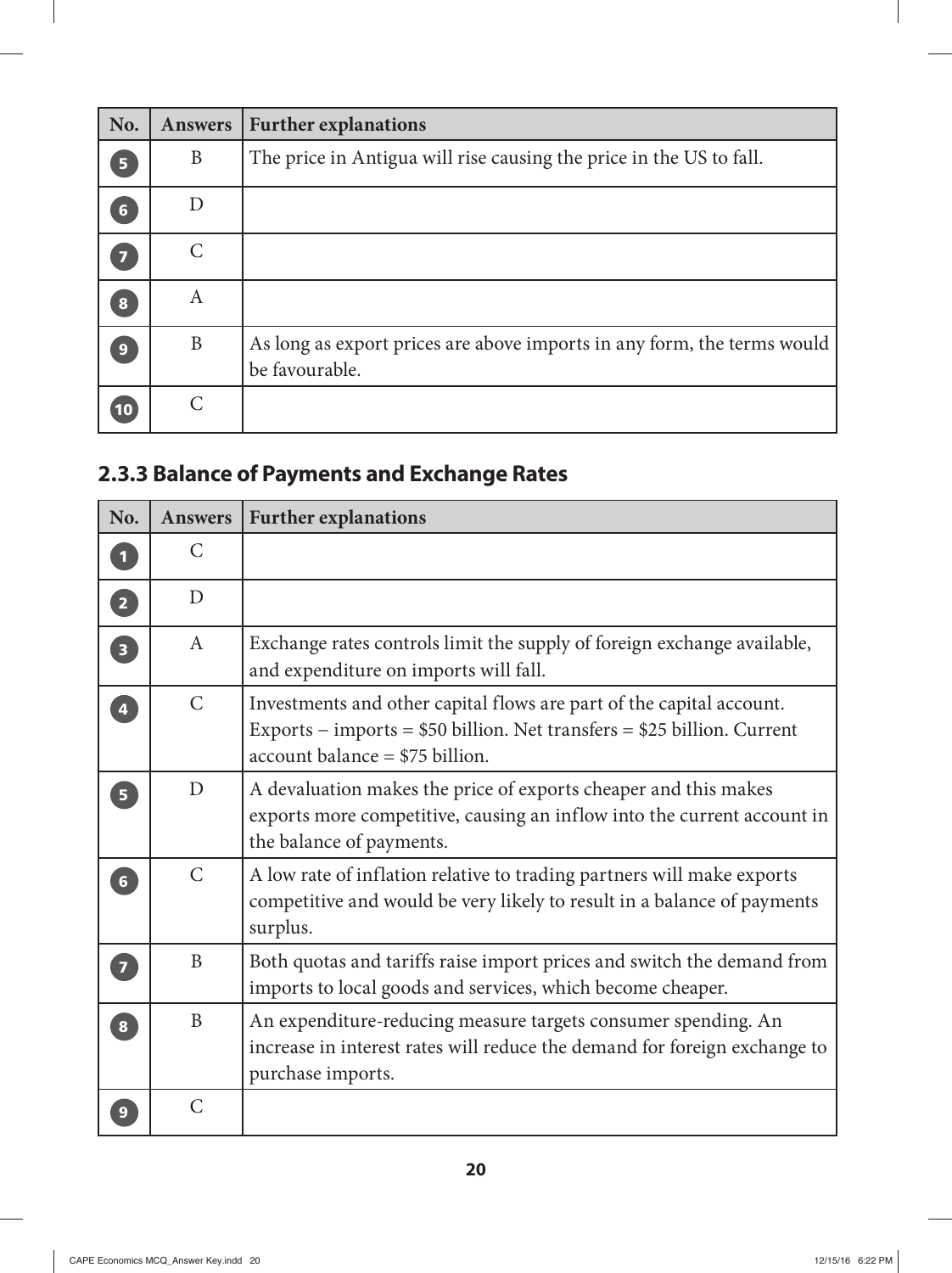| No. | Answers | Further explanations |
| --- | --- | --- |
| 5 | B | The price in Antigua will rise causing the price in the US to fall. |
| 6 | D | |
| 7 | C | |
| 8 | A | |
| 9 | B | As long as export prices are above imports in any form, the terms would be favourable. |
| 10 | C | |

## 2.3.3 Balance of Payments and Exchange Rates

| No. | Answers | Further explanations |
| --- | --- | --- |
| 1 | C | |
| 2 | D | |
| 3 | A | Exchange rates controls limit the supply of foreign exchange available, and expenditure on imports will fall. |
| 4 | C | Investments and other capital flows are part of the capital account. Exports – imports = \$50 billion. Net transfers = \$25 billion. Current account balance = \$75 billion. |
| 5 | D | A devaluation makes the price of exports cheaper and this makes exports more competitive, causing an inflow into the current account in the balance of payments. |
| 6 | C | A low rate of inflation relative to trading partners will make exports competitive and would be very likely to result in a balance of payments surplus. |
| 7 | B | Both quotas and tariffs raise import prices and switch the demand from imports to local goods and services, which become cheaper. |
| 8 | B | An expenditure-reducing measure targets consumer spending. An increase in interest rates will reduce the demand for foreign exchange to purchase imports. |
| 9 | C | |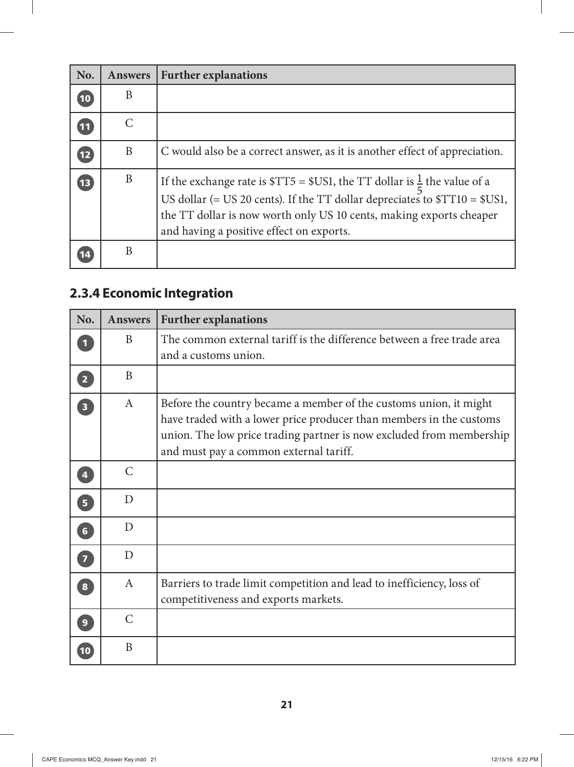| No. | Answers | Further explanations |
|---|---|---|
| 10 | B | |
| 11 | C | |
| 12 | B | C would also be a correct answer, as it is another effect of appreciation. |
| 13 | B | If the exchange rate is $TT5 = $US1, the TT dollar is $\frac{1}{5}$ the value of a US dollar (= US 20 cents). If the TT dollar depreciates to $TT10 = $US1, the TT dollar is now worth only US 10 cents, making exports cheaper and having a positive effect on exports. |
| 14 | B | |

## 2.3.4 Economic Integration

| No. | Answers | Further explanations |
|---|---|---|
| 1 | B | The common external tariff is the difference between a free trade area and a customs union. |
| 2 | B | |
| 3 | A | Before the country became a member of the customs union, it might have traded with a lower price producer than members in the customs union. The low price trading partner is now excluded from membership and must pay a common external tariff. |
| 4 | C | |
| 5 | D | |
| 6 | D | |
| 7 | D | |
| 8 | A | Barriers to trade limit competition and lead to inefficiency, loss of competitiveness and exports markets. |
| 9 | C | |
| 10 | B | |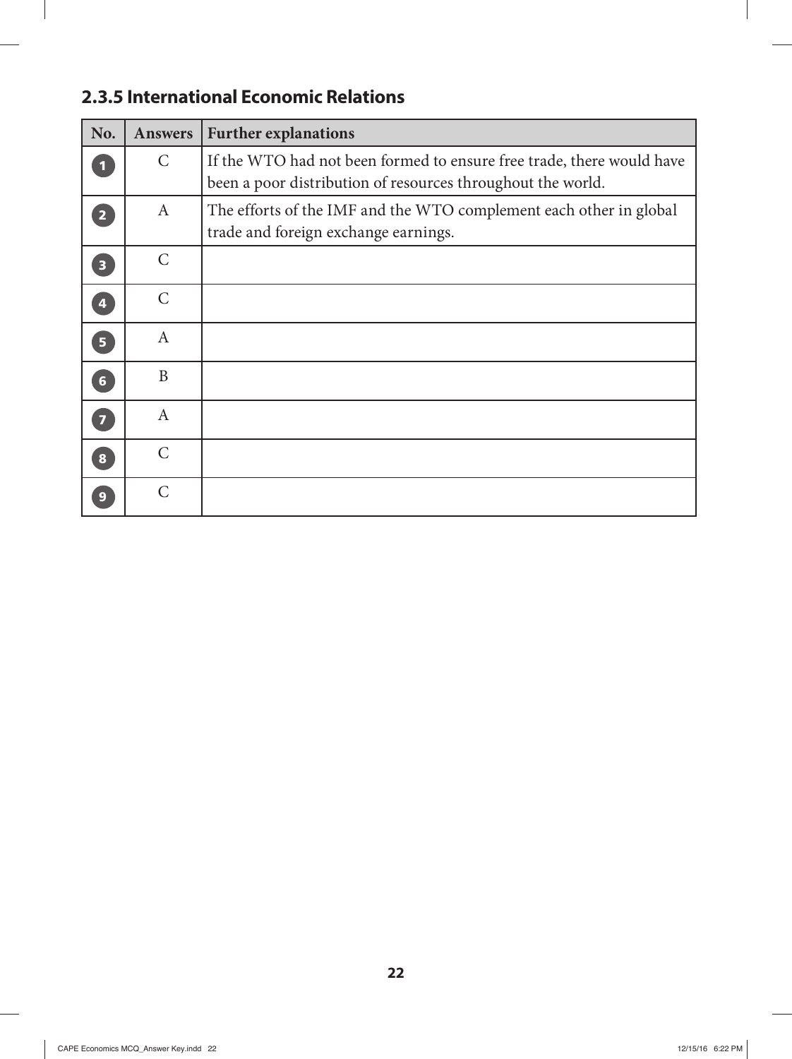## 2.3.5 International Economic Relations

| No. | Answers | Further explanations |
|---|---|---|
| 1 | C | If the WTO had not been formed to ensure free trade, there would have been a poor distribution of resources throughout the world. |
| 2 | A | The efforts of the IMF and the WTO complement each other in global trade and foreign exchange earnings. |
| 3 | C | |
| 4 | C | |
| 5 | A | |
| 6 | B | |
| 7 | A | |
| 8 | C | |
| 9 | C | |